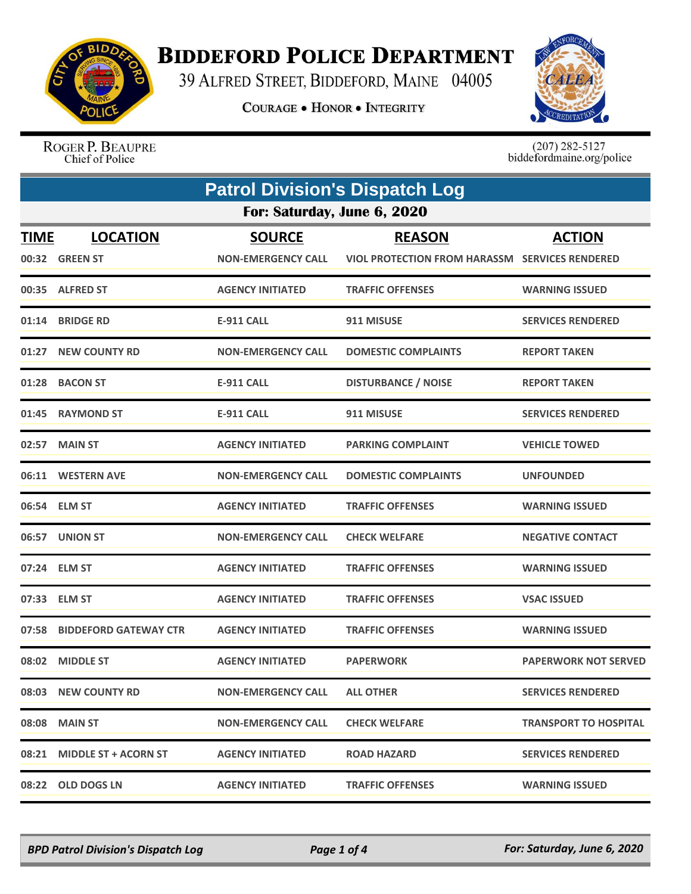# BIDDEFORD POLICE DEPARTMENT

39 ALFRED STREET, BIDDEFORD, MAINE 04005

COURAGE • HONOR • INTEGRITY

ROGER P. BEAUPRE
Chief of Police

(207) 282-5127
biddefordmaine.org/police

## Patrol Division's Dispatch Log

### For: Saturday, June 6, 2020

| TIME | LOCATION | SOURCE | REASON | ACTION |
|---|---|---|---|---|
| 00:32 | GREEN ST | NON-EMERGENCY CALL | VIOL PROTECTION FROM HARASSM | SERVICES RENDERED |
| 00:35 | ALFRED ST | AGENCY INITIATED | TRAFFIC OFFENSES | WARNING ISSUED |
| 01:14 | BRIDGE RD | E-911 CALL | 911 MISUSE | SERVICES RENDERED |
| 01:27 | NEW COUNTY RD | NON-EMERGENCY CALL | DOMESTIC COMPLAINTS | REPORT TAKEN |
| 01:28 | BACON ST | E-911 CALL | DISTURBANCE / NOISE | REPORT TAKEN |
| 01:45 | RAYMOND ST | E-911 CALL | 911 MISUSE | SERVICES RENDERED |
| 02:57 | MAIN ST | AGENCY INITIATED | PARKING COMPLAINT | VEHICLE TOWED |
| 06:11 | WESTERN AVE | NON-EMERGENCY CALL | DOMESTIC COMPLAINTS | UNFOUNDED |
| 06:54 | ELM ST | AGENCY INITIATED | TRAFFIC OFFENSES | WARNING ISSUED |
| 06:57 | UNION ST | NON-EMERGENCY CALL | CHECK WELFARE | NEGATIVE CONTACT |
| 07:24 | ELM ST | AGENCY INITIATED | TRAFFIC OFFENSES | WARNING ISSUED |
| 07:33 | ELM ST | AGENCY INITIATED | TRAFFIC OFFENSES | VSAC ISSUED |
| 07:58 | BIDDEFORD GATEWAY CTR | AGENCY INITIATED | TRAFFIC OFFENSES | WARNING ISSUED |
| 08:02 | MIDDLE ST | AGENCY INITIATED | PAPERWORK | PAPERWORK NOT SERVED |
| 08:03 | NEW COUNTY RD | NON-EMERGENCY CALL | ALL OTHER | SERVICES RENDERED |
| 08:08 | MAIN ST | NON-EMERGENCY CALL | CHECK WELFARE | TRANSPORT TO HOSPITAL |
| 08:21 | MIDDLE ST + ACORN ST | AGENCY INITIATED | ROAD HAZARD | SERVICES RENDERED |
| 08:22 | OLD DOGS LN | AGENCY INITIATED | TRAFFIC OFFENSES | WARNING ISSUED |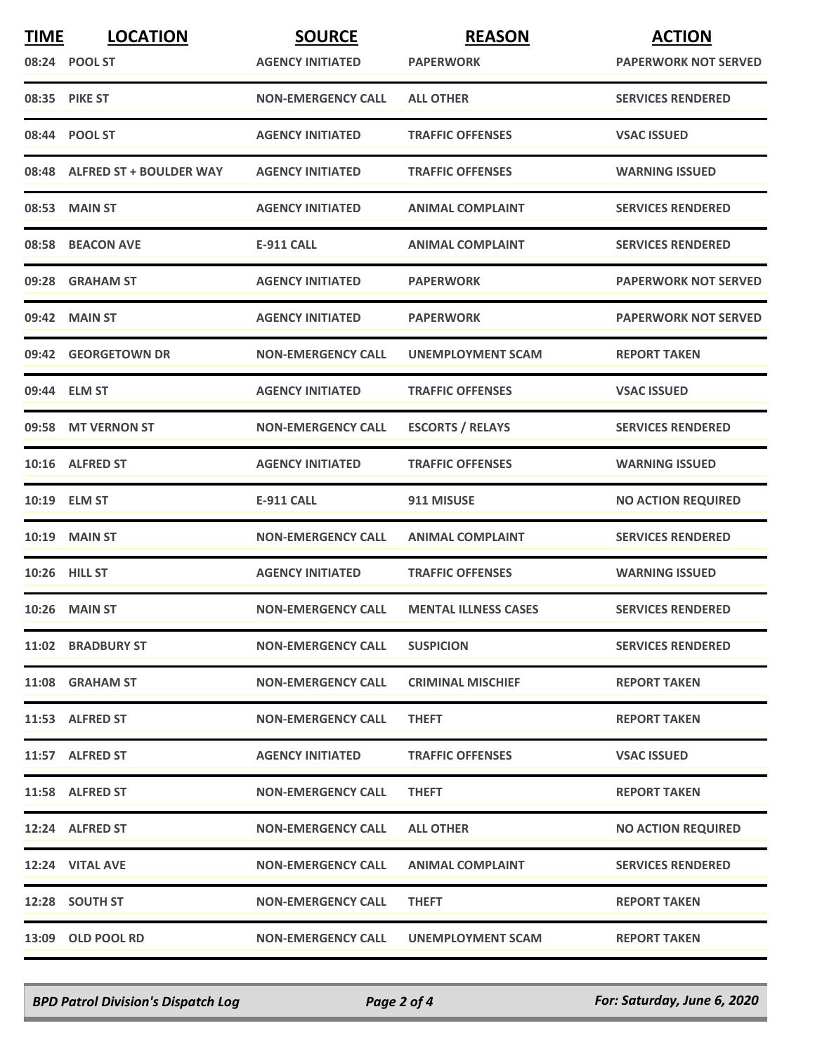| TIME | LOCATION | SOURCE | REASON | ACTION |
|---|---|---|---|---|
| 08:24 | POOL ST | AGENCY INITIATED | PAPERWORK | PAPERWORK NOT SERVED |
| 08:35 | PIKE ST | NON-EMERGENCY CALL | ALL OTHER | SERVICES RENDERED |
| 08:44 | POOL ST | AGENCY INITIATED | TRAFFIC OFFENSES | VSAC ISSUED |
| 08:48 | ALFRED ST + BOULDER WAY | AGENCY INITIATED | TRAFFIC OFFENSES | WARNING ISSUED |
| 08:53 | MAIN ST | AGENCY INITIATED | ANIMAL COMPLAINT | SERVICES RENDERED |
| 08:58 | BEACON AVE | E-911 CALL | ANIMAL COMPLAINT | SERVICES RENDERED |
| 09:28 | GRAHAM ST | AGENCY INITIATED | PAPERWORK | PAPERWORK NOT SERVED |
| 09:42 | MAIN ST | AGENCY INITIATED | PAPERWORK | PAPERWORK NOT SERVED |
| 09:42 | GEORGETOWN DR | NON-EMERGENCY CALL | UNEMPLOYMENT SCAM | REPORT TAKEN |
| 09:44 | ELM ST | AGENCY INITIATED | TRAFFIC OFFENSES | VSAC ISSUED |
| 09:58 | MT VERNON ST | NON-EMERGENCY CALL | ESCORTS / RELAYS | SERVICES RENDERED |
| 10:16 | ALFRED ST | AGENCY INITIATED | TRAFFIC OFFENSES | WARNING ISSUED |
| 10:19 | ELM ST | E-911 CALL | 911 MISUSE | NO ACTION REQUIRED |
| 10:19 | MAIN ST | NON-EMERGENCY CALL | ANIMAL COMPLAINT | SERVICES RENDERED |
| 10:26 | HILL ST | AGENCY INITIATED | TRAFFIC OFFENSES | WARNING ISSUED |
| 10:26 | MAIN ST | NON-EMERGENCY CALL | MENTAL ILLNESS CASES | SERVICES RENDERED |
| 11:02 | BRADBURY ST | NON-EMERGENCY CALL | SUSPICION | SERVICES RENDERED |
| 11:08 | GRAHAM ST | NON-EMERGENCY CALL | CRIMINAL MISCHIEF | REPORT TAKEN |
| 11:53 | ALFRED ST | NON-EMERGENCY CALL | THEFT | REPORT TAKEN |
| 11:57 | ALFRED ST | AGENCY INITIATED | TRAFFIC OFFENSES | VSAC ISSUED |
| 11:58 | ALFRED ST | NON-EMERGENCY CALL | THEFT | REPORT TAKEN |
| 12:24 | ALFRED ST | NON-EMERGENCY CALL | ALL OTHER | NO ACTION REQUIRED |
| 12:24 | VITAL AVE | NON-EMERGENCY CALL | ANIMAL COMPLAINT | SERVICES RENDERED |
| 12:28 | SOUTH ST | NON-EMERGENCY CALL | THEFT | REPORT TAKEN |
| 13:09 | OLD POOL RD | NON-EMERGENCY CALL | UNEMPLOYMENT SCAM | REPORT TAKEN |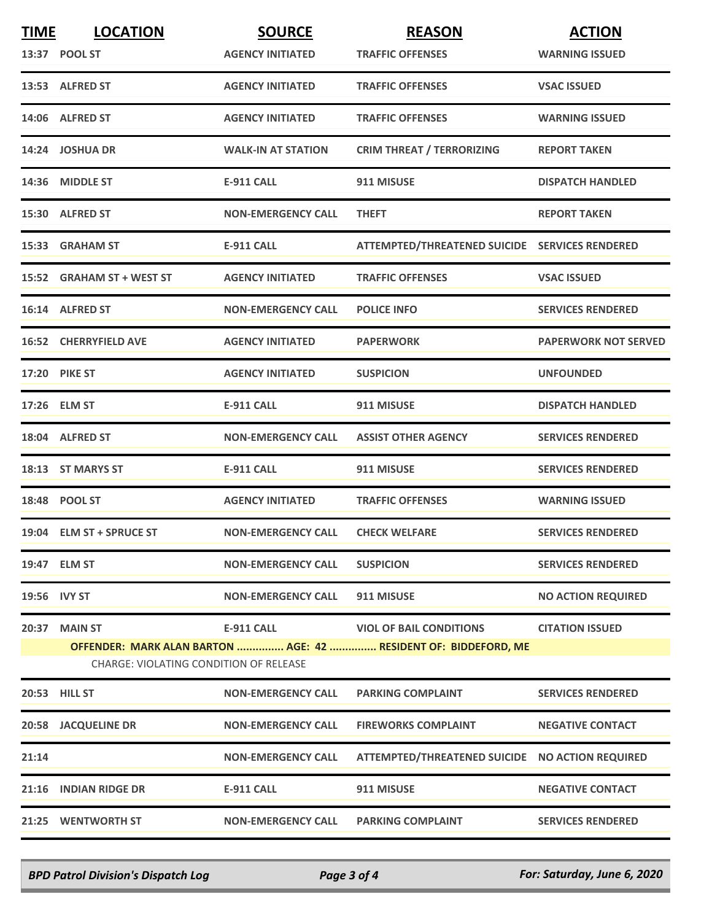| TIME | LOCATION | SOURCE | REASON | ACTION |
|---|---|---|---|---|
| 13:37 | POOL ST | AGENCY INITIATED | TRAFFIC OFFENSES | WARNING ISSUED |
| 13:53 | ALFRED ST | AGENCY INITIATED | TRAFFIC OFFENSES | VSAC ISSUED |
| 14:06 | ALFRED ST | AGENCY INITIATED | TRAFFIC OFFENSES | WARNING ISSUED |
| 14:24 | JOSHUA DR | WALK-IN AT STATION | CRIM THREAT / TERRORIZING | REPORT TAKEN |
| 14:36 | MIDDLE ST | E-911 CALL | 911 MISUSE | DISPATCH HANDLED |
| 15:30 | ALFRED ST | NON-EMERGENCY CALL | THEFT | REPORT TAKEN |
| 15:33 | GRAHAM ST | E-911 CALL | ATTEMPTED/THREATENED SUICIDE | SERVICES RENDERED |
| 15:52 | GRAHAM ST + WEST ST | AGENCY INITIATED | TRAFFIC OFFENSES | VSAC ISSUED |
| 16:14 | ALFRED ST | NON-EMERGENCY CALL | POLICE INFO | SERVICES RENDERED |
| 16:52 | CHERRYFIELD AVE | AGENCY INITIATED | PAPERWORK | PAPERWORK NOT SERVED |
| 17:20 | PIKE ST | AGENCY INITIATED | SUSPICION | UNFOUNDED |
| 17:26 | ELM ST | E-911 CALL | 911 MISUSE | DISPATCH HANDLED |
| 18:04 | ALFRED ST | NON-EMERGENCY CALL | ASSIST OTHER AGENCY | SERVICES RENDERED |
| 18:13 | ST MARYS ST | E-911 CALL | 911 MISUSE | SERVICES RENDERED |
| 18:48 | POOL ST | AGENCY INITIATED | TRAFFIC OFFENSES | WARNING ISSUED |
| 19:04 | ELM ST + SPRUCE ST | NON-EMERGENCY CALL | CHECK WELFARE | SERVICES RENDERED |
| 19:47 | ELM ST | NON-EMERGENCY CALL | SUSPICION | SERVICES RENDERED |
| 19:56 | IVY ST | NON-EMERGENCY CALL | 911 MISUSE | NO ACTION REQUIRED |
| 20:37 | MAIN ST | E-911 CALL | VIOL OF BAIL CONDITIONS | CITATION ISSUED |
| | **OFFENDER: MARK ALAN BARTON ............... AGE: 42 ............... RESIDENT OF: BIDDEFORD, ME** | | | |
| | CHARGE: VIOLATING CONDITION OF RELEASE | | | |
| 20:53 | HILL ST | NON-EMERGENCY CALL | PARKING COMPLAINT | SERVICES RENDERED |
| 20:58 | JACQUELINE DR | NON-EMERGENCY CALL | FIREWORKS COMPLAINT | NEGATIVE CONTACT |
| 21:14 | | NON-EMERGENCY CALL | ATTEMPTED/THREATENED SUICIDE | NO ACTION REQUIRED |
| 21:16 | INDIAN RIDGE DR | E-911 CALL | 911 MISUSE | NEGATIVE CONTACT |
| 21:25 | WENTWORTH ST | NON-EMERGENCY CALL | PARKING COMPLAINT | SERVICES RENDERED |

*BPD Patrol Division's Dispatch Log* — *For: Saturday, June 6, 2020*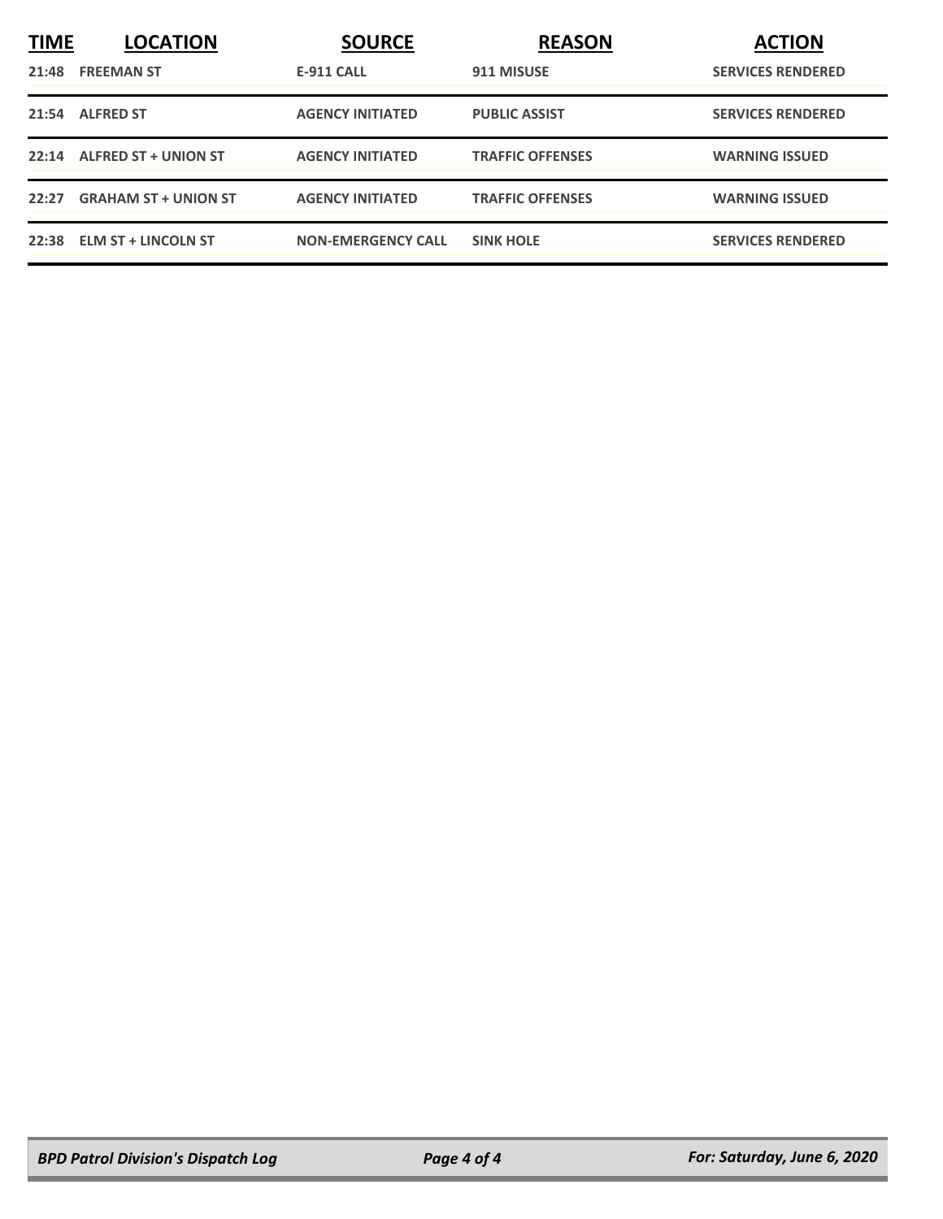| TIME | LOCATION | SOURCE | REASON | ACTION |
|---|---|---|---|---|
| 21:48 | FREEMAN ST | E-911 CALL | 911 MISUSE | SERVICES RENDERED |
| 21:54 | ALFRED ST | AGENCY INITIATED | PUBLIC ASSIST | SERVICES RENDERED |
| 22:14 | ALFRED ST + UNION ST | AGENCY INITIATED | TRAFFIC OFFENSES | WARNING ISSUED |
| 22:27 | GRAHAM ST + UNION ST | AGENCY INITIATED | TRAFFIC OFFENSES | WARNING ISSUED |
| 22:38 | ELM ST + LINCOLN ST | NON-EMERGENCY CALL | SINK HOLE | SERVICES RENDERED |